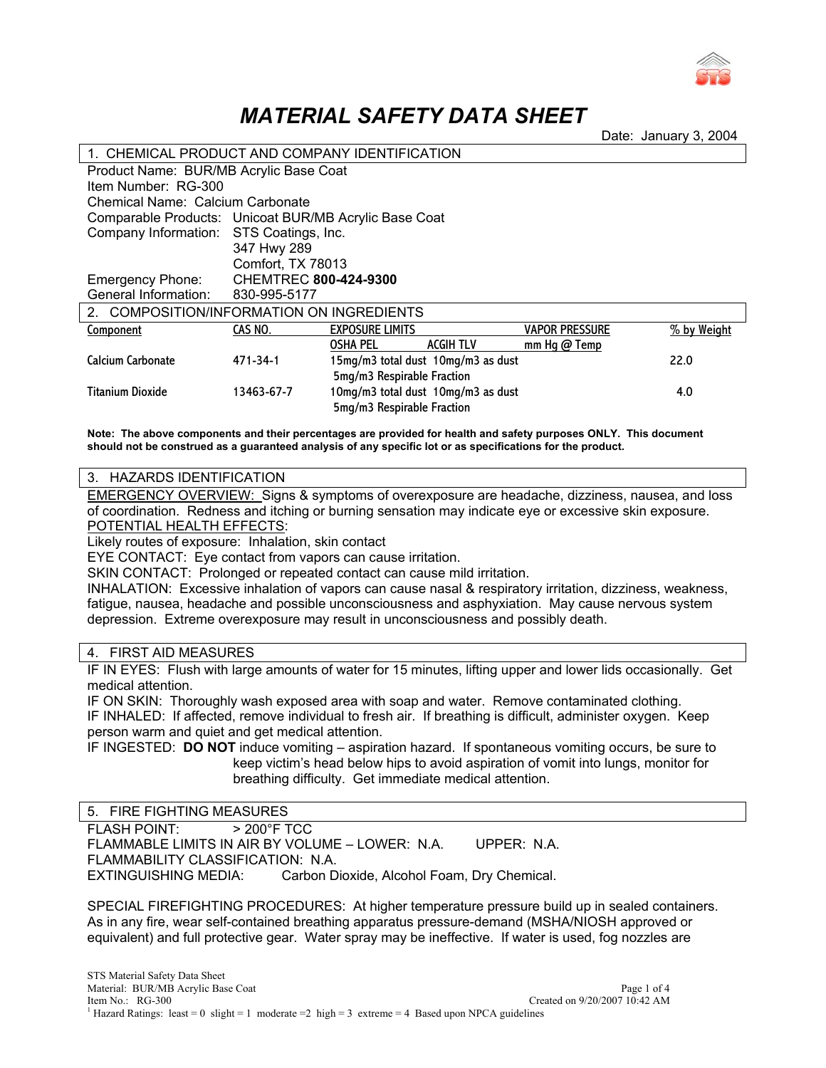# MATERIAL SAFETY DATA SHEET

Date: January 3, 2004

## 1. CHEMICAL PRODUCT AND COMPANY IDENTIFICATION

Product Name: BUR/MB Acrylic Base Coat
Item Number: RG-300
Chemical Name: Calcium Carbonate
Comparable Products: Unicoat BUR/MB Acrylic Base Coat
Company Information: STS Coatings, Inc.
347 Hwy 289
Comfort, TX 78013
Emergency Phone: CHEMTREC **800-424-9300**
General Information: 830-995-5177

## 2. COMPOSITION/INFORMATION ON INGREDIENTS

| Component | CAS NO. | EXPOSURE LIMITS | | VAPOR PRESSURE | % by Weight |
|---|---|---|---|---|---|
| | | OSHA PEL | ACGIH TLV | mm Hg @ Temp | |
| Calcium Carbonate | 471-34-1 | 15mg/m3 total dust<br>5mg/m3 Respirable Fraction | 10mg/m3 as dust | | 22.0 |
| Titanium Dioxide | 13463-67-7 | 10mg/m3 total dust<br>5mg/m3 Respirable Fraction | 10mg/m3 as dust | | 4.0 |

**Note: The above components and their percentages are provided for health and safety purposes ONLY. This document should not be construed as a guaranteed analysis of any specific lot or as specifications for the product.**

## 3. HAZARDS IDENTIFICATION

EMERGENCY OVERVIEW: Signs & symptoms of overexposure are headache, dizziness, nausea, and loss of coordination. Redness and itching or burning sensation may indicate eye or excessive skin exposure.
POTENTIAL HEALTH EFFECTS:
Likely routes of exposure: Inhalation, skin contact
EYE CONTACT: Eye contact from vapors can cause irritation.
SKIN CONTACT: Prolonged or repeated contact can cause mild irritation.
INHALATION: Excessive inhalation of vapors can cause nasal & respiratory irritation, dizziness, weakness, fatigue, nausea, headache and possible unconsciousness and asphyxiation. May cause nervous system depression. Extreme overexposure may result in unconsciousness and possibly death.

## 4. FIRST AID MEASURES

IF IN EYES: Flush with large amounts of water for 15 minutes, lifting upper and lower lids occasionally. Get medical attention.
IF ON SKIN: Thoroughly wash exposed area with soap and water. Remove contaminated clothing.
IF INHALED: If affected, remove individual to fresh air. If breathing is difficult, administer oxygen. Keep person warm and quiet and get medical attention.
IF INGESTED: **DO NOT** induce vomiting – aspiration hazard. If spontaneous vomiting occurs, be sure to keep victim's head below hips to avoid aspiration of vomit into lungs, monitor for breathing difficulty. Get immediate medical attention.

## 5. FIRE FIGHTING MEASURES

FLASH POINT: > 200°F TCC
FLAMMABLE LIMITS IN AIR BY VOLUME – LOWER: N.A. UPPER: N.A.
FLAMMABILITY CLASSIFICATION: N.A.
EXTINGUISHING MEDIA: Carbon Dioxide, Alcohol Foam, Dry Chemical.

SPECIAL FIREFIGHTING PROCEDURES: At higher temperature pressure build up in sealed containers. As in any fire, wear self-contained breathing apparatus pressure-demand (MSHA/NIOSH approved or equivalent) and full protective gear. Water spray may be ineffective. If water is used, fog nozzles are

[1] Hazard Ratings: least = 0 slight = 1 moderate =2 high = 3 extreme = 4 Based upon NPCA guidelines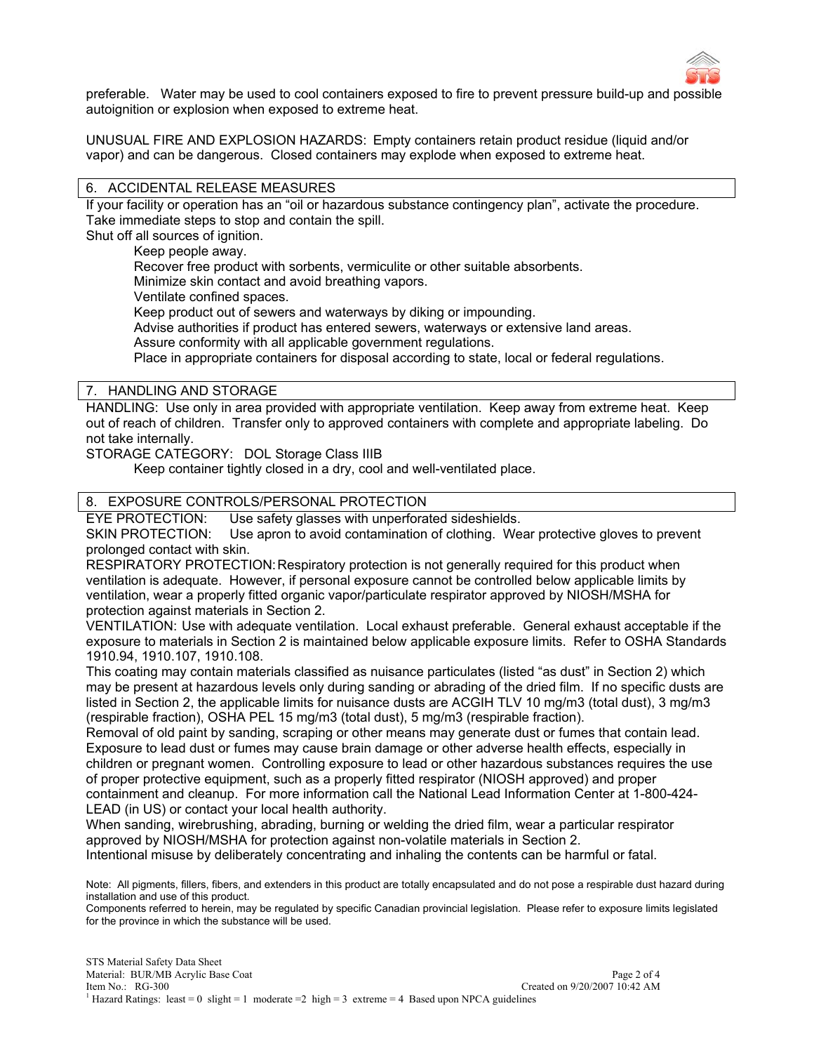preferable. Water may be used to cool containers exposed to fire to prevent pressure build-up and possible autoignition or explosion when exposed to extreme heat.

UNUSUAL FIRE AND EXPLOSION HAZARDS: Empty containers retain product residue (liquid and/or vapor) and can be dangerous. Closed containers may explode when exposed to extreme heat.

## 6. ACCIDENTAL RELEASE MEASURES

If your facility or operation has an "oil or hazardous substance contingency plan", activate the procedure.
Take immediate steps to stop and contain the spill.
Shut off all sources of ignition.

- Keep people away.
- Recover free product with sorbents, vermiculite or other suitable absorbents.
- Minimize skin contact and avoid breathing vapors.
- Ventilate confined spaces.
- Keep product out of sewers and waterways by diking or impounding.
- Advise authorities if product has entered sewers, waterways or extensive land areas.
- Assure conformity with all applicable government regulations.
- Place in appropriate containers for disposal according to state, local or federal regulations.

## 7. HANDLING AND STORAGE

HANDLING: Use only in area provided with appropriate ventilation. Keep away from extreme heat. Keep out of reach of children. Transfer only to approved containers with complete and appropriate labeling. Do not take internally.

STORAGE CATEGORY: DOL Storage Class IIIB

Keep container tightly closed in a dry, cool and well-ventilated place.

## 8. EXPOSURE CONTROLS/PERSONAL PROTECTION

EYE PROTECTION: Use safety glasses with unperforated sideshields.

SKIN PROTECTION: Use apron to avoid contamination of clothing. Wear protective gloves to prevent prolonged contact with skin.

RESPIRATORY PROTECTION: Respiratory protection is not generally required for this product when ventilation is adequate. However, if personal exposure cannot be controlled below applicable limits by ventilation, wear a properly fitted organic vapor/particulate respirator approved by NIOSH/MSHA for protection against materials in Section 2.

VENTILATION: Use with adequate ventilation. Local exhaust preferable. General exhaust acceptable if the exposure to materials in Section 2 is maintained below applicable exposure limits. Refer to OSHA Standards 1910.94, 1910.107, 1910.108.

This coating may contain materials classified as nuisance particulates (listed "as dust" in Section 2) which may be present at hazardous levels only during sanding or abrading of the dried film. If no specific dusts are listed in Section 2, the applicable limits for nuisance dusts are ACGIH TLV 10 mg/m3 (total dust), 3 mg/m3 (respirable fraction), OSHA PEL 15 mg/m3 (total dust), 5 mg/m3 (respirable fraction).

Removal of old paint by sanding, scraping or other means may generate dust or fumes that contain lead. Exposure to lead dust or fumes may cause brain damage or other adverse health effects, especially in children or pregnant women. Controlling exposure to lead or other hazardous substances requires the use of proper protective equipment, such as a properly fitted respirator (NIOSH approved) and proper containment and cleanup. For more information call the National Lead Information Center at 1-800-424-LEAD (in US) or contact your local health authority.

When sanding, wirebrushing, abrading, burning or welding the dried film, wear a particular respirator approved by NIOSH/MSHA for protection against non-volatile materials in Section 2.

Intentional misuse by deliberately concentrating and inhaling the contents can be harmful or fatal.

Note: All pigments, fillers, fibers, and extenders in this product are totally encapsulated and do not pose a respirable dust hazard during installation and use of this product.

Components referred to herein, may be regulated by specific Canadian provincial legislation. Please refer to exposure limits legislated for the province in which the substance will be used.

[1] Hazard Ratings: least = 0 slight = 1 moderate =2 high = 3 extreme = 4 Based upon NPCA guidelines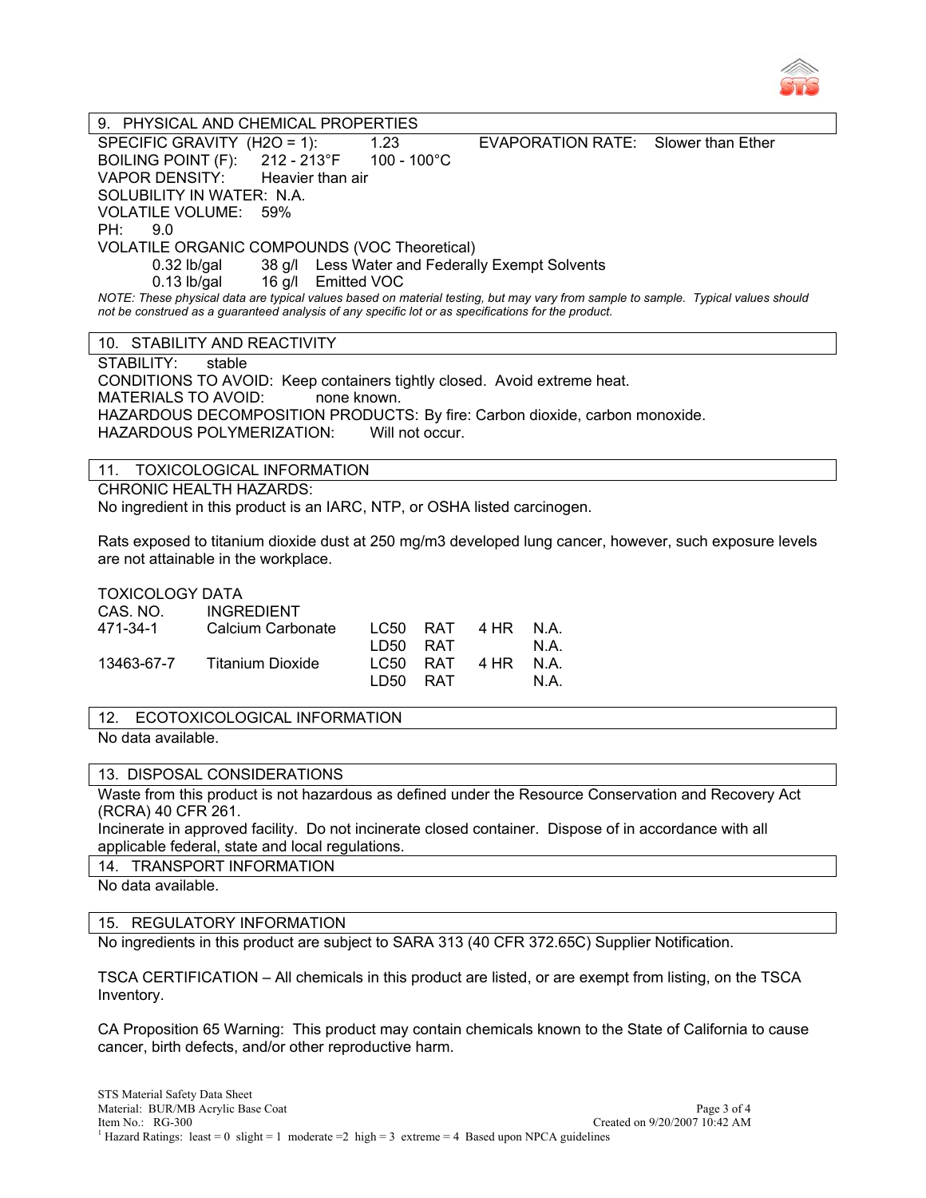## 9. PHYSICAL AND CHEMICAL PROPERTIES

SPECIFIC GRAVITY ($H2O = 1$): 1.23 EVAPORATION RATE: Slower than Ether
BOILING POINT (F): 212 - 213°F 100 - 100°C
VAPOR DENSITY: Heavier than air
SOLUBILITY IN WATER: N.A.
VOLATILE VOLUME: 59%
PH: 9.0
VOLATILE ORGANIC COMPOUNDS (VOC Theoretical)

| | | |
|---|---|---|
| 0.32 lb/gal | 38 g/l | Less Water and Federally Exempt Solvents |
| 0.13 lb/gal | 16 g/l | Emitted VOC |

*NOTE: These physical data are typical values based on material testing, but may vary from sample to sample. Typical values should not be construed as a guaranteed analysis of any specific lot or as specifications for the product.*

## 10. STABILITY AND REACTIVITY

STABILITY: stable
CONDITIONS TO AVOID: Keep containers tightly closed. Avoid extreme heat.
MATERIALS TO AVOID: none known.
HAZARDOUS DECOMPOSITION PRODUCTS: By fire: Carbon dioxide, carbon monoxide.
HAZARDOUS POLYMERIZATION: Will not occur.

## 11. TOXICOLOGICAL INFORMATION

CHRONIC HEALTH HAZARDS:
No ingredient in this product is an IARC, NTP, or OSHA listed carcinogen.

Rats exposed to titanium dioxide dust at 250 mg/m3 developed lung cancer, however, such exposure levels are not attainable in the workplace.

TOXICOLOGY DATA

| CAS. NO. | INGREDIENT | | | | |
|---|---|---|---|---|---|
| 471-34-1 | Calcium Carbonate | LC50 | RAT | 4 HR | N.A. |
| | | LD50 | RAT | | N.A. |
| 13463-67-7 | Titanium Dioxide | LC50 | RAT | 4 HR | N.A. |
| | | LD50 | RAT | | N.A. |

## 12. ECOTOXICOLOGICAL INFORMATION

No data available.

## 13. DISPOSAL CONSIDERATIONS

Waste from this product is not hazardous as defined under the Resource Conservation and Recovery Act (RCRA) 40 CFR 261.
Incinerate in approved facility. Do not incinerate closed container. Dispose of in accordance with all applicable federal, state and local regulations.

## 14. TRANSPORT INFORMATION

No data available.

## 15. REGULATORY INFORMATION

No ingredients in this product are subject to SARA 313 (40 CFR 372.65C) Supplier Notification.

TSCA CERTIFICATION – All chemicals in this product are listed, or are exempt from listing, on the TSCA Inventory.

CA Proposition 65 Warning: This product may contain chemicals known to the State of California to cause cancer, birth defects, and/or other reproductive harm.

STS Material Safety Data Sheet
Material: BUR/MB Acrylic Base Coat
Item No.: RG-300
Created on 9/20/2007 10:42 AM
[1] Hazard Ratings: least = 0 slight = 1 moderate =2 high = 3 extreme = 4 Based upon NPCA guidelines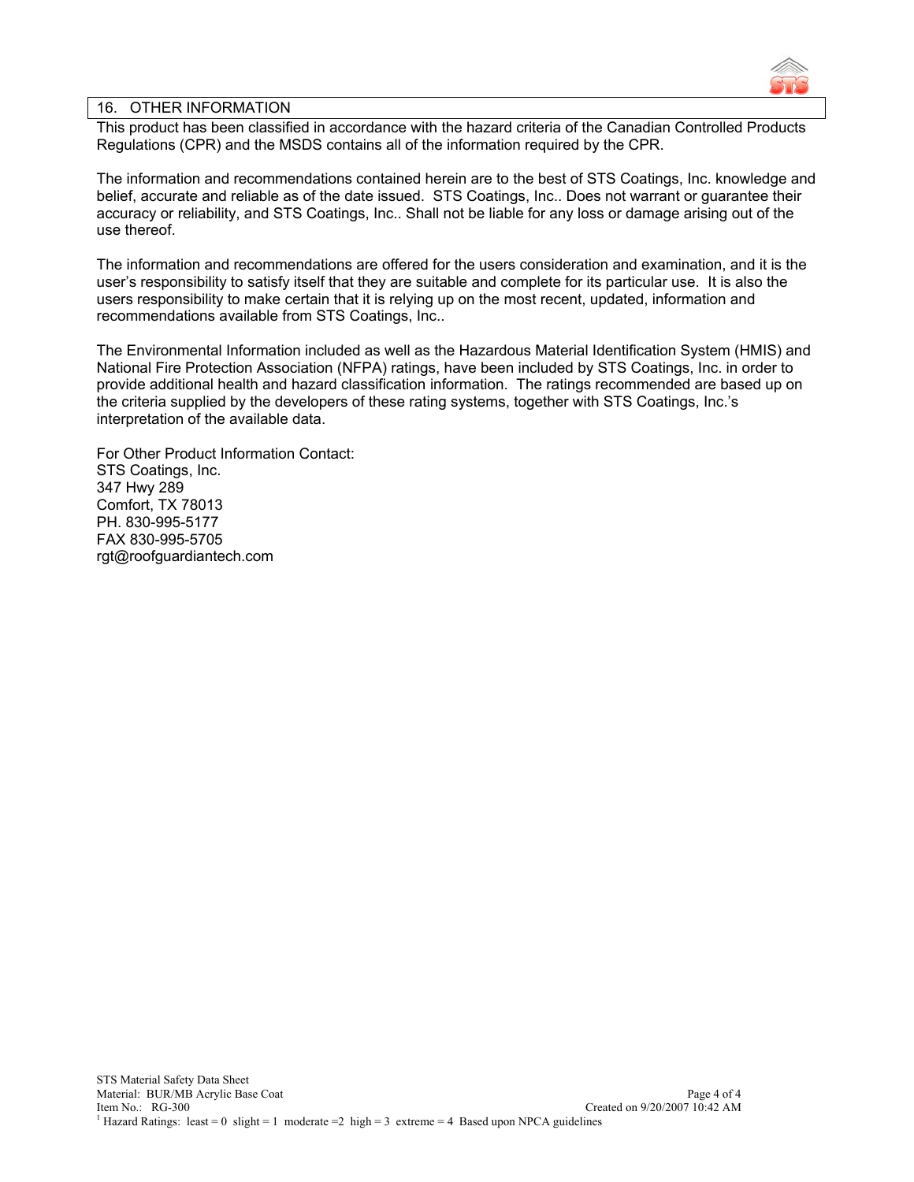## 16. OTHER INFORMATION

This product has been classified in accordance with the hazard criteria of the Canadian Controlled Products Regulations (CPR) and the MSDS contains all of the information required by the CPR.

The information and recommendations contained herein are to the best of STS Coatings, Inc. knowledge and belief, accurate and reliable as of the date issued. STS Coatings, Inc.. Does not warrant or guarantee their accuracy or reliability, and STS Coatings, Inc.. Shall not be liable for any loss or damage arising out of the use thereof.

The information and recommendations are offered for the users consideration and examination, and it is the user's responsibility to satisfy itself that they are suitable and complete for its particular use. It is also the users responsibility to make certain that it is relying up on the most recent, updated, information and recommendations available from STS Coatings, Inc..

The Environmental Information included as well as the Hazardous Material Identification System (HMIS) and National Fire Protection Association (NFPA) ratings, have been included by STS Coatings, Inc. in order to provide additional health and hazard classification information. The ratings recommended are based up on the criteria supplied by the developers of these rating systems, together with STS Coatings, Inc.'s interpretation of the available data.

For Other Product Information Contact:
STS Coatings, Inc.
347 Hwy 289
Comfort, TX 78013
PH. 830-995-5177
FAX 830-995-5705
rgt@roofguardiantech.com

[1] Hazard Ratings: least = 0 slight = 1 moderate =2 high = 3 extreme = 4 Based upon NPCA guidelines